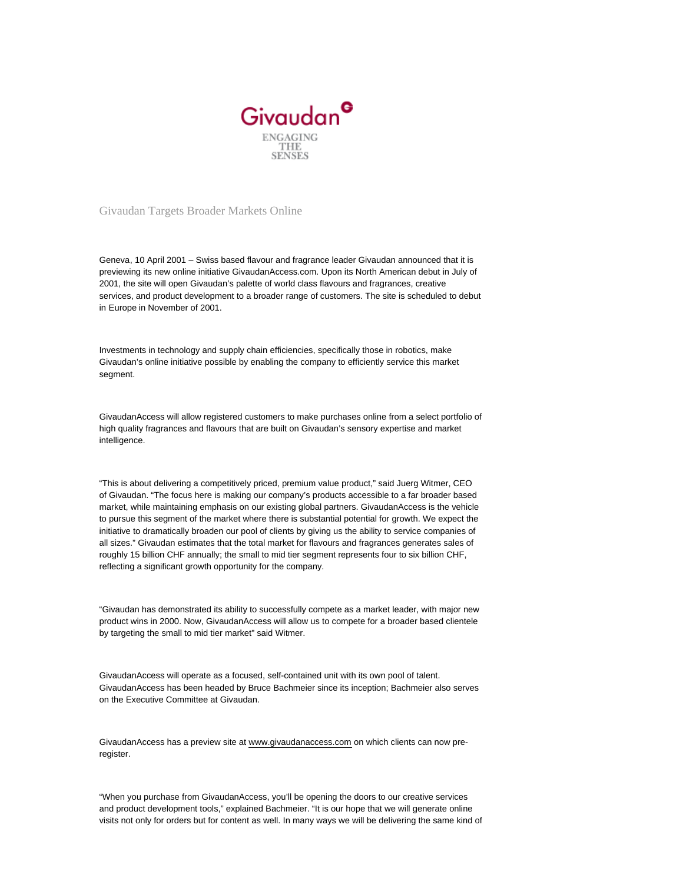Givaudan

ENGAGING THE SENSES

# Givaudan Targets Broader Markets Online

Geneva, 10 April 2001 – Swiss based flavour and fragrance leader Givaudan announced that it is previewing its new online initiative GivaudanAccess.com. Upon its North American debut in July of 2001, the site will open Givaudan's palette of world class flavours and fragrances, creative services, and product development to a broader range of customers. The site is scheduled to debut in Europe in November of 2001.

Investments in technology and supply chain efficiencies, specifically those in robotics, make Givaudan's online initiative possible by enabling the company to efficiently service this market segment.

GivaudanAccess will allow registered customers to make purchases online from a select portfolio of high quality fragrances and flavours that are built on Givaudan's sensory expertise and market intelligence.

"This is about delivering a competitively priced, premium value product," said Juerg Witmer, CEO of Givaudan. "The focus here is making our company's products accessible to a far broader based market, while maintaining emphasis on our existing global partners. GivaudanAccess is the vehicle to pursue this segment of the market where there is substantial potential for growth. We expect the initiative to dramatically broaden our pool of clients by giving us the ability to service companies of all sizes." Givaudan estimates that the total market for flavours and fragrances generates sales of roughly 15 billion CHF annually; the small to mid tier segment represents four to six billion CHF, reflecting a significant growth opportunity for the company.

"Givaudan has demonstrated its ability to successfully compete as a market leader, with major new product wins in 2000. Now, GivaudanAccess will allow us to compete for a broader based clientele by targeting the small to mid tier market" said Witmer.

GivaudanAccess will operate as a focused, self-contained unit with its own pool of talent. GivaudanAccess has been headed by Bruce Bachmeier since its inception; Bachmeier also serves on the Executive Committee at Givaudan.

GivaudanAccess has a preview site at www.givaudanaccess.com on which clients can now pre-register.

"When you purchase from GivaudanAccess, you'll be opening the doors to our creative services and product development tools," explained Bachmeier. "It is our hope that we will generate online visits not only for orders but for content as well. In many ways we will be delivering the same kind of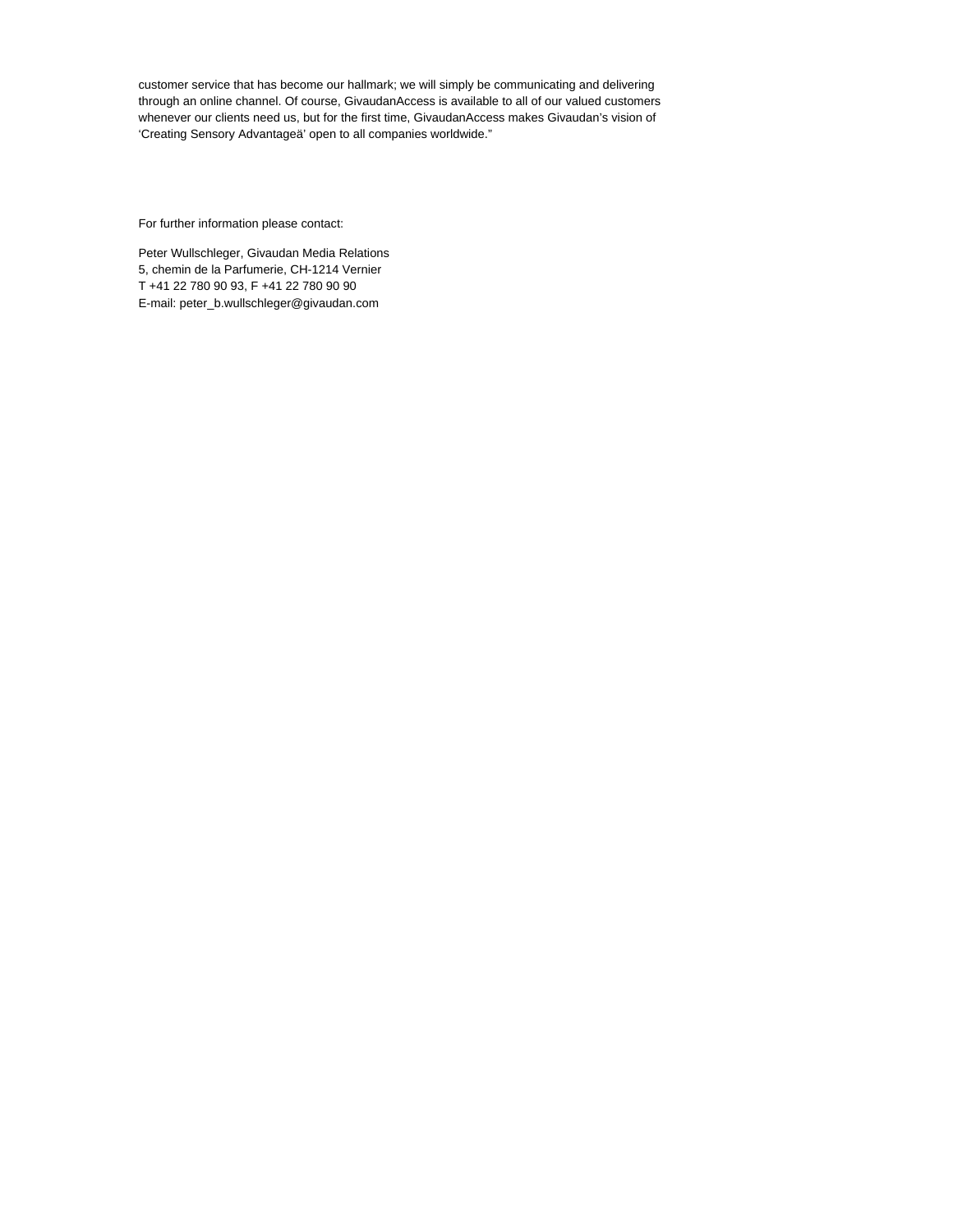customer service that has become our hallmark; we will simply be communicating and delivering through an online channel. Of course, GivaudanAccess is available to all of our valued customers whenever our clients need us, but for the first time, GivaudanAccess makes Givaudan's vision of 'Creating Sensory Advantageä' open to all companies worldwide."

For further information please contact:

Peter Wullschleger, Givaudan Media Relations
5, chemin de la Parfumerie, CH-1214 Vernier
T +41 22 780 90 93, F +41 22 780 90 90
E-mail: peter_b.wullschleger@givaudan.com